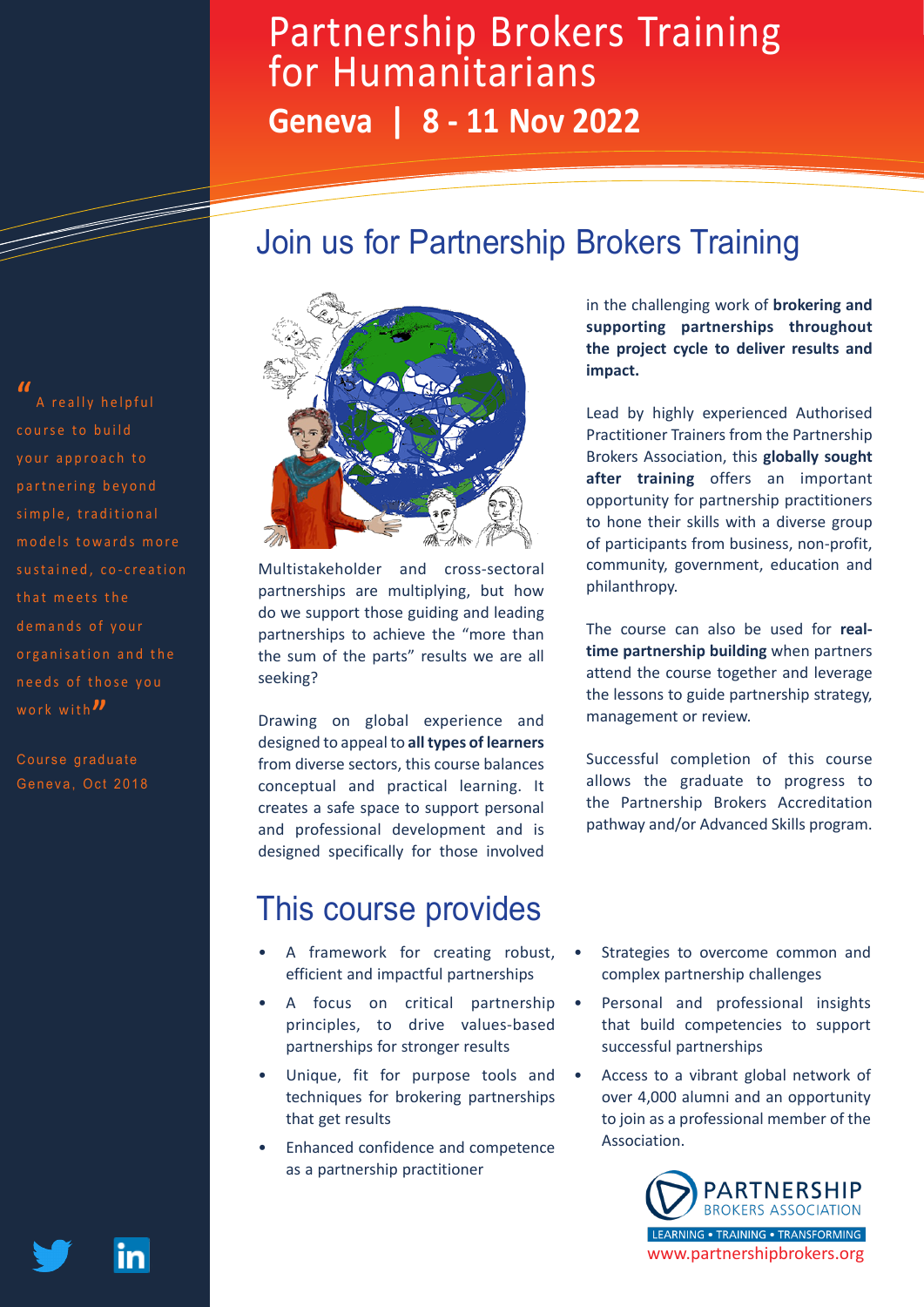# Partnership Brokers Training for Humanitarians

## Geneva | 8 - 11 Nov 2022

> "A really helpful course to build your approach to partnering beyond simple, traditional models towards more sustained, co-creation that meets the demands of your organisation and the needs of those you work with"
>
> Course graduate Geneva, Oct 2018

## Join us for Partnership Brokers Training

Multistakeholder and cross-sectoral partnerships are multiplying, but how do we support those guiding and leading partnerships to achieve the "more than the sum of the parts" results we are all seeking?

Drawing on global experience and designed to appeal to **all types of learners** from diverse sectors, this course balances conceptual and practical learning. It creates a safe space to support personal and professional development and is designed specifically for those involved in the challenging work of **brokering and supporting partnerships throughout the project cycle to deliver results and impact.**

Lead by highly experienced Authorised Practitioner Trainers from the Partnership Brokers Association, this **globally sought after training** offers an important opportunity for partnership practitioners to hone their skills with a diverse group of participants from business, non-profit, community, government, education and philanthropy.

The course can also be used for **real-time partnership building** when partners attend the course together and leverage the lessons to guide partnership strategy, management or review.

Successful completion of this course allows the graduate to progress to the Partnership Brokers Accreditation pathway and/or Advanced Skills program.

## This course provides

- A framework for creating robust, efficient and impactful partnerships
- A focus on critical partnership principles, to drive values-based partnerships for stronger results
- Unique, fit for purpose tools and techniques for brokering partnerships that get results
- Enhanced confidence and competence as a partnership practitioner
- Strategies to overcome common and complex partnership challenges
- Personal and professional insights that build competencies to support successful partnerships
- Access to a vibrant global network of over 4,000 alumni and an opportunity to join as a professional member of the Association.

PARTNERSHIP BROKERS ASSOCIATION
LEARNING • TRAINING • TRANSFORMING
www.partnershipbrokers.org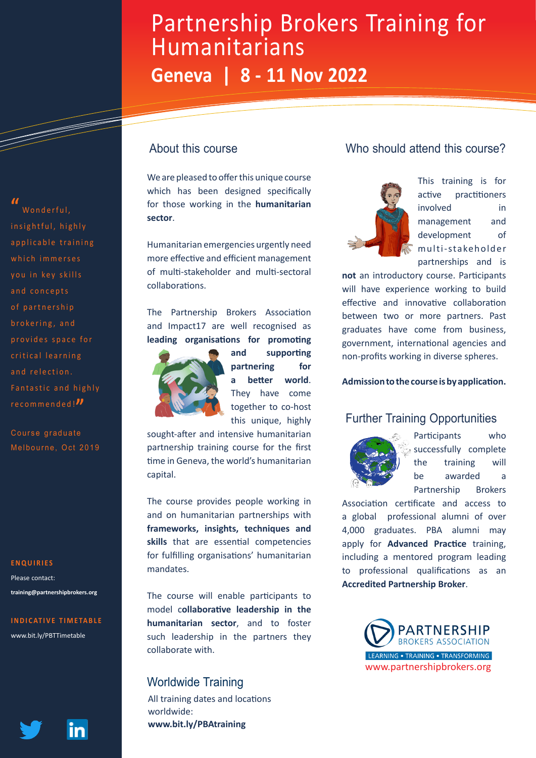# Partnership Brokers Training for Humanitarians

## Geneva | 8 - 11 Nov 2022

"Wonderful, insightful, highly applicable training which immerses you in key skills and concepts of partnership brokering, and provides space for critical learning and relection. Fantastic and highly recommended!"

Course graduate
Melbourne, Oct 2019

**ENQUIRIES**

Please contact:

**training@partnershipbrokers.org**

**INDICATIVE TIMETABLE**

www.bit.ly/PBTTimetable

## About this course

We are pleased to offer this unique course which has been designed specifically for those working in the **humanitarian sector**.

Humanitarian emergencies urgently need more effective and efficient management of multi-stakeholder and multi-sectoral collaborations.

The Partnership Brokers Association and Impact17 are well recognised as **leading organisations for promoting and supporting partnering for a better world**. They have come together to co-host this unique, highly sought-after and intensive humanitarian partnership training course for the first time in Geneva, the world's humanitarian capital.

The course provides people working in and on humanitarian partnerships with **frameworks, insights, techniques and skills** that are essential competencies for fulfilling organisations' humanitarian mandates.

The course will enable participants to model c**ollaborative leadership in the humanitarian sector**, and to foster such leadership in the partners they collaborate with.

## Worldwide Training

All training dates and locations worldwide:
**www.bit.ly/PBAtraining**

## Who should attend this course?

This training is for active practitioners involved in management and development of multi-stakeholder partnerships and is **not** an introductory course. Participants will have experience working to build effective and innovative collaboration between two or more partners. Past graduates have come from business, government, international agencies and non-profits working in diverse spheres.

**Admission to the course is by application.**

## Further Training Opportunities

Participants who successfully complete the training will be awarded a Partnership Brokers Association certificate and access to a global professional alumni of over 4,000 graduates. PBA alumni may apply for **Advanced Practice** training, including a mentored program leading to professional qualifications as an **Accredited Partnership Broker**.

PARTNERSHIP BROKERS ASSOCIATION
LEARNING • TRAINING • TRANSFORMING
www.partnershipbrokers.org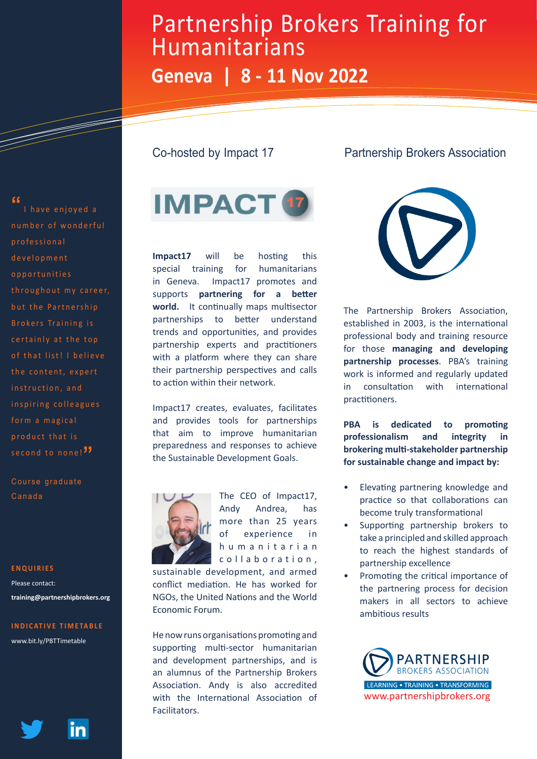# Partnership Brokers Training for Humanitarians

## Geneva | 8 - 11 Nov 2022

"I have enjoyed a number of wonderful professional development opportunities throughout my career, but the Partnership Brokers Training is certainly at the top of that list! I believe the content, expert instruction, and inspiring colleagues form a magical product that is second to none!"

Course graduate
Canada

**ENQUIRIES**

Please contact:
**training@partnershipbrokers.org**

**INDICATIVE TIMETABLE**

www.bit.ly/PBTTimetable

### Co-hosted by Impact 17

**Impact17** will be hosting this special training for humanitarians in Geneva. Impact17 promotes and supports **partnering for a better world.** It continually maps multisector partnerships to better understand trends and opportunities, and provides partnership experts and practitioners with a platform where they can share their partnership perspectives and calls to action within their network.

Impact17 creates, evaluates, facilitates and provides tools for partnerships that aim to improve humanitarian preparedness and responses to achieve the Sustainable Development Goals.

The CEO of Impact17, Andy Andrea, has more than 25 years of experience in humanitarian collaboration, sustainable development, and armed conflict mediation. He has worked for NGOs, the United Nations and the World Economic Forum.

He now runs organisations promoting and supporting multi-sector humanitarian and development partnerships, and is an alumnus of the Partnership Brokers Association. Andy is also accredited with the International Association of Facilitators.

### Partnership Brokers Association

The Partnership Brokers Association, established in 2003, is the international professional body and training resource for those **managing and developing partnership processes**. PBA's training work is informed and regularly updated in consultation with international practitioners.

**PBA is dedicated to promoting professionalism and integrity in brokering multi-stakeholder partnership for sustainable change and impact by:**

- Elevating partnering knowledge and practice so that collaborations can become truly transformational
- Supporting partnership brokers to take a principled and skilled approach to reach the highest standards of partnership excellence
- Promoting the critical importance of the partnering process for decision makers in all sectors to achieve ambitious results

PARTNERSHIP BROKERS ASSOCIATION
LEARNING • TRAINING • TRANSFORMING
www.partnershipbrokers.org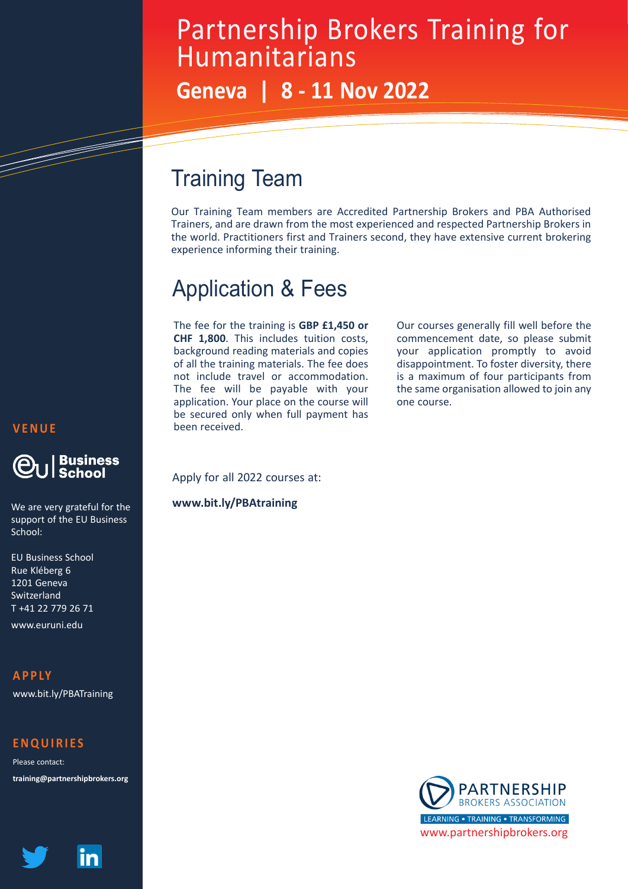# Partnership Brokers Training for Humanitarians

**Geneva | 8 - 11 Nov 2022**

## Training Team

Our Training Team members are Accredited Partnership Brokers and PBA Authorised Trainers, and are drawn from the most experienced and respected Partnership Brokers in the world. Practitioners first and Trainers second, they have extensive current brokering experience informing their training.

## Application & Fees

The fee for the training is **GBP £1,450 or CHF 1,800**. This includes tuition costs, background reading materials and copies of all the training materials. The fee does not include travel or accommodation. The fee will be payable with your application. Your place on the course will be secured only when full payment has been received.

Our courses generally fill well before the commencement date, so please submit your application promptly to avoid disappointment. To foster diversity, there is a maximum of four participants from the same organisation allowed to join any one course.

Apply for all 2022 courses at:

**www.bit.ly/PBAtraining**

### VENUE

eu | Business School

We are very grateful for the support of the EU Business School:

EU Business School
Rue Kléberg 6
1201 Geneva
Switzerland
T +41 22 779 26 71

www.euruni.edu

### APPLY

www.bit.ly/PBATraining

### ENQUIRIES

Please contact:

**training@partnershipbrokers.org**

PARTNERSHIP BROKERS ASSOCIATION
LEARNING • TRAINING • TRANSFORMING
www.partnershipbrokers.org